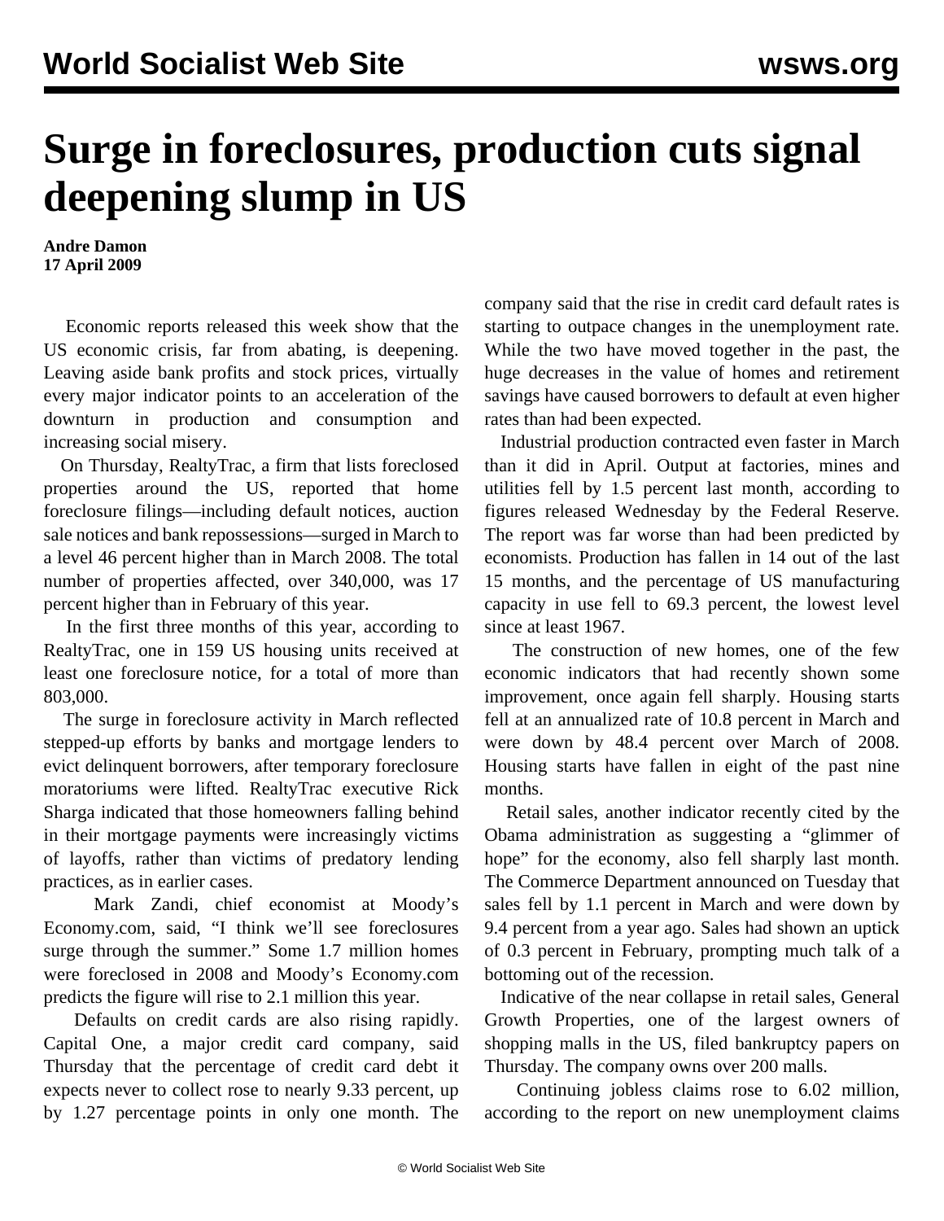# Surge in foreclosures, production cuts signal deepening slump in US

**Andre Damon**
**17 April 2009**

Economic reports released this week show that the US economic crisis, far from abating, is deepening. Leaving aside bank profits and stock prices, virtually every major indicator points to an acceleration of the downturn in production and consumption and increasing social misery.

On Thursday, RealtyTrac, a firm that lists foreclosed properties around the US, reported that home foreclosure filings—including default notices, auction sale notices and bank repossessions—surged in March to a level 46 percent higher than in March 2008. The total number of properties affected, over 340,000, was 17 percent higher than in February of this year.

In the first three months of this year, according to RealtyTrac, one in 159 US housing units received at least one foreclosure notice, for a total of more than 803,000.

The surge in foreclosure activity in March reflected stepped-up efforts by banks and mortgage lenders to evict delinquent borrowers, after temporary foreclosure moratoriums were lifted. RealtyTrac executive Rick Sharga indicated that those homeowners falling behind in their mortgage payments were increasingly victims of layoffs, rather than victims of predatory lending practices, as in earlier cases.

Mark Zandi, chief economist at Moody's Economy.com, said, "I think we'll see foreclosures surge through the summer." Some 1.7 million homes were foreclosed in 2008 and Moody's Economy.com predicts the figure will rise to 2.1 million this year.

Defaults on credit cards are also rising rapidly. Capital One, a major credit card company, said Thursday that the percentage of credit card debt it expects never to collect rose to nearly 9.33 percent, up by 1.27 percentage points in only one month. The company said that the rise in credit card default rates is starting to outpace changes in the unemployment rate. While the two have moved together in the past, the huge decreases in the value of homes and retirement savings have caused borrowers to default at even higher rates than had been expected.

Industrial production contracted even faster in March than it did in April. Output at factories, mines and utilities fell by 1.5 percent last month, according to figures released Wednesday by the Federal Reserve. The report was far worse than had been predicted by economists. Production has fallen in 14 out of the last 15 months, and the percentage of US manufacturing capacity in use fell to 69.3 percent, the lowest level since at least 1967.

The construction of new homes, one of the few economic indicators that had recently shown some improvement, once again fell sharply. Housing starts fell at an annualized rate of 10.8 percent in March and were down by 48.4 percent over March of 2008. Housing starts have fallen in eight of the past nine months.

Retail sales, another indicator recently cited by the Obama administration as suggesting a "glimmer of hope" for the economy, also fell sharply last month. The Commerce Department announced on Tuesday that sales fell by 1.1 percent in March and were down by 9.4 percent from a year ago. Sales had shown an uptick of 0.3 percent in February, prompting much talk of a bottoming out of the recession.

Indicative of the near collapse in retail sales, General Growth Properties, one of the largest owners of shopping malls in the US, filed bankruptcy papers on Thursday. The company owns over 200 malls.

Continuing jobless claims rose to 6.02 million, according to the report on new unemployment claims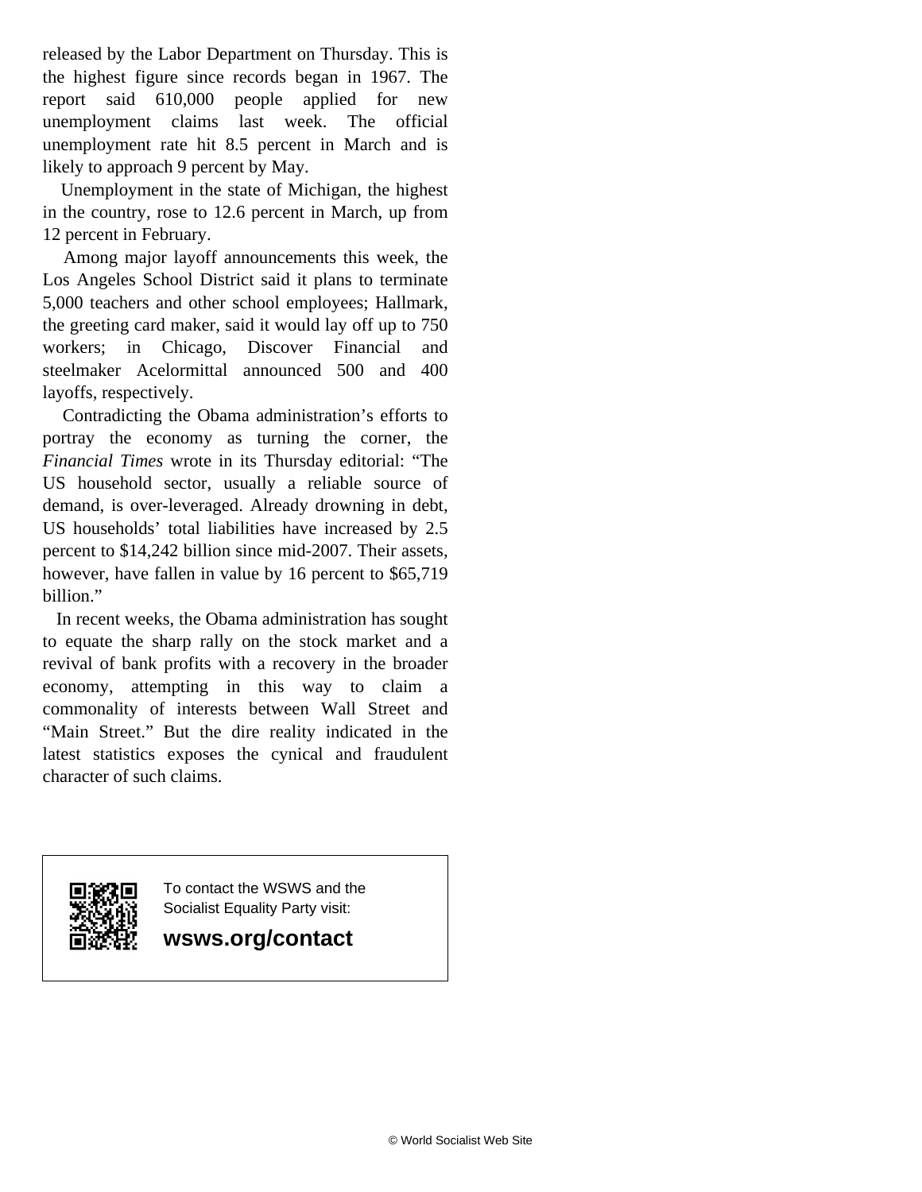released by the Labor Department on Thursday. This is the highest figure since records began in 1967. The report said 610,000 people applied for new unemployment claims last week. The official unemployment rate hit 8.5 percent in March and is likely to approach 9 percent by May.

Unemployment in the state of Michigan, the highest in the country, rose to 12.6 percent in March, up from 12 percent in February.

Among major layoff announcements this week, the Los Angeles School District said it plans to terminate 5,000 teachers and other school employees; Hallmark, the greeting card maker, said it would lay off up to 750 workers; in Chicago, Discover Financial and steelmaker Acelormittal announced 500 and 400 layoffs, respectively.

Contradicting the Obama administration's efforts to portray the economy as turning the corner, the *Financial Times* wrote in its Thursday editorial: "The US household sector, usually a reliable source of demand, is over-leveraged. Already drowning in debt, US households' total liabilities have increased by 2.5 percent to $14,242 billion since mid-2007. Their assets, however, have fallen in value by 16 percent to $65,719 billion."

In recent weeks, the Obama administration has sought to equate the sharp rally on the stock market and a revival of bank profits with a recovery in the broader economy, attempting in this way to claim a commonality of interests between Wall Street and "Main Street." But the dire reality indicated in the latest statistics exposes the cynical and fraudulent character of such claims.

To contact the WSWS and the Socialist Equality Party visit:

**wsws.org/contact**